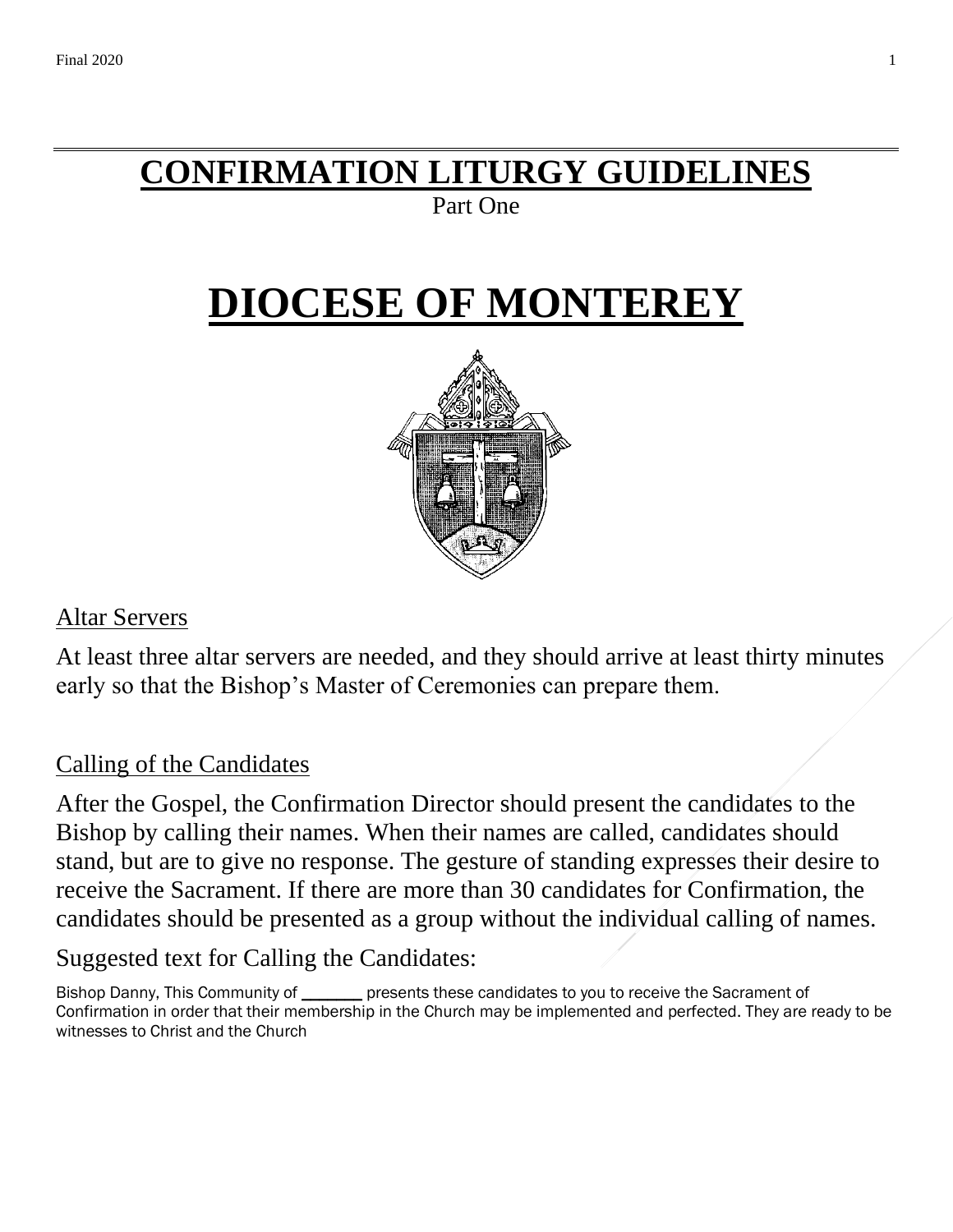# CONFIRMATION LITURGY GUIDELINES

Part One

# DIOCESE OF MONTEREY

## Altar Servers

At least three altar servers are needed, and they should arrive at least thirty minutes early so that the Bishop's Master of Ceremonies can prepare them.

## Calling of the Candidates

After the Gospel, the Confirmation Director should present the candidates to the Bishop by calling their names. When their names are called, candidates should stand, but are to give no response. The gesture of standing expresses their desire to receive the Sacrament. If there are more than 30 candidates for Confirmation, the candidates should be presented as a group without the individual calling of names.

Suggested text for Calling the Candidates:

Bishop Danny, This Community of _______ presents these candidates to you to receive the Sacrament of Confirmation in order that their membership in the Church may be implemented and perfected. They are ready to be witnesses to Christ and the Church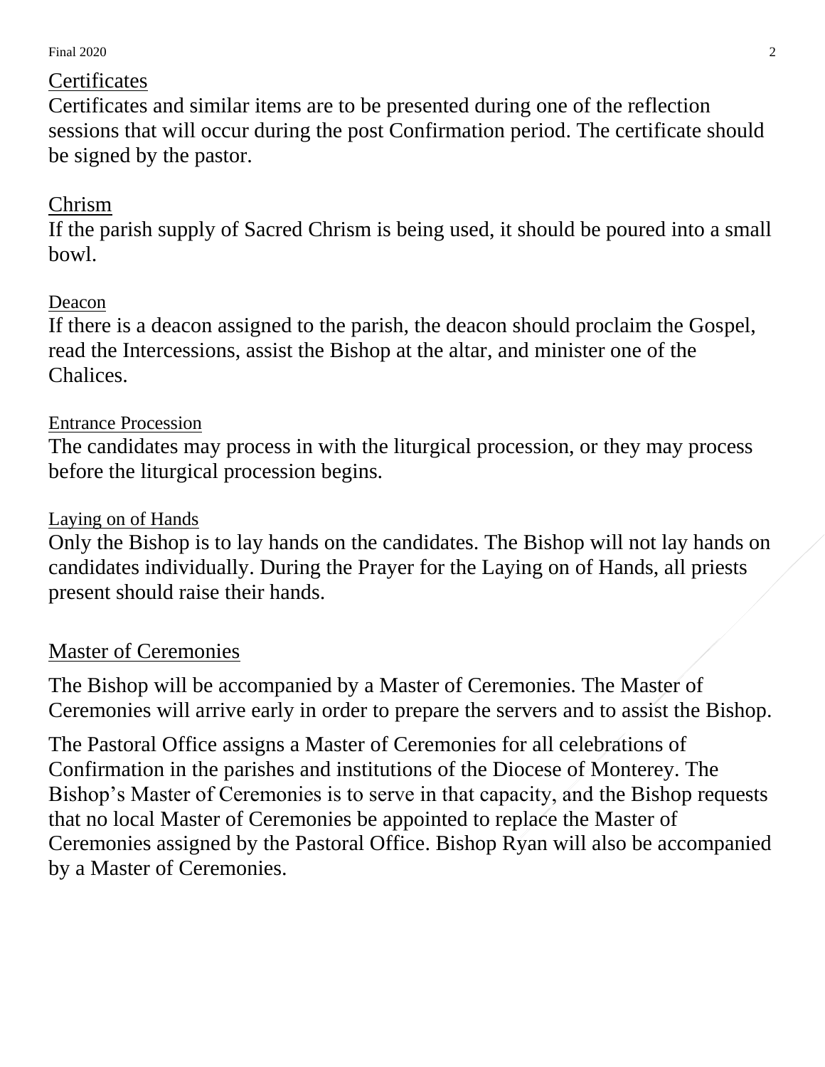## Certificates

Certificates and similar items are to be presented during one of the reflection sessions that will occur during the post Confirmation period. The certificate should be signed by the pastor.

## Chrism

If the parish supply of Sacred Chrism is being used, it should be poured into a small bowl.

### Deacon

If there is a deacon assigned to the parish, the deacon should proclaim the Gospel, read the Intercessions, assist the Bishop at the altar, and minister one of the Chalices.

### Entrance Procession

The candidates may process in with the liturgical procession, or they may process before the liturgical procession begins.

### Laying on of Hands

Only the Bishop is to lay hands on the candidates. The Bishop will not lay hands on candidates individually. During the Prayer for the Laying on of Hands, all priests present should raise their hands.

## Master of Ceremonies

The Bishop will be accompanied by a Master of Ceremonies. The Master of Ceremonies will arrive early in order to prepare the servers and to assist the Bishop.

The Pastoral Office assigns a Master of Ceremonies for all celebrations of Confirmation in the parishes and institutions of the Diocese of Monterey. The Bishop's Master of Ceremonies is to serve in that capacity, and the Bishop requests that no local Master of Ceremonies be appointed to replace the Master of Ceremonies assigned by the Pastoral Office. Bishop Ryan will also be accompanied by a Master of Ceremonies.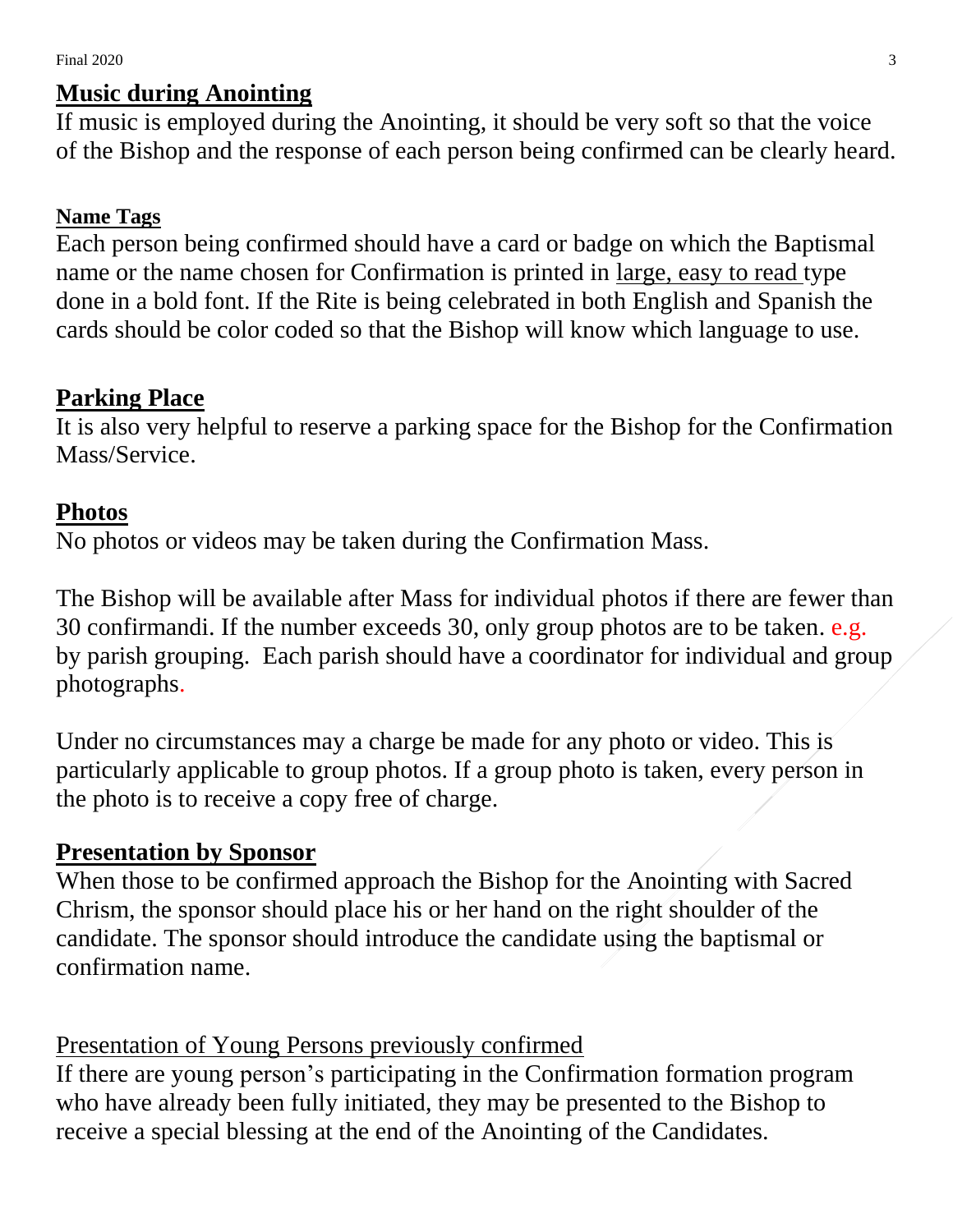## Music during Anointing

If music is employed during the Anointing, it should be very soft so that the voice of the Bishop and the response of each person being confirmed can be clearly heard.

### Name Tags

Each person being confirmed should have a card or badge on which the Baptismal name or the name chosen for Confirmation is printed in large, easy to read type done in a bold font. If the Rite is being celebrated in both English and Spanish the cards should be color coded so that the Bishop will know which language to use.

## Parking Place

It is also very helpful to reserve a parking space for the Bishop for the Confirmation Mass/Service.

## Photos

No photos or videos may be taken during the Confirmation Mass.

The Bishop will be available after Mass for individual photos if there are fewer than 30 confirmandi. If the number exceeds 30, only group photos are to be taken. e.g. by parish grouping. Each parish should have a coordinator for individual and group photographs.

Under no circumstances may a charge be made for any photo or video. This is particularly applicable to group photos. If a group photo is taken, every person in the photo is to receive a copy free of charge.

## Presentation by Sponsor

When those to be confirmed approach the Bishop for the Anointing with Sacred Chrism, the sponsor should place his or her hand on the right shoulder of the candidate. The sponsor should introduce the candidate using the baptismal or confirmation name.

Presentation of Young Persons previously confirmed

If there are young person's participating in the Confirmation formation program who have already been fully initiated, they may be presented to the Bishop to receive a special blessing at the end of the Anointing of the Candidates.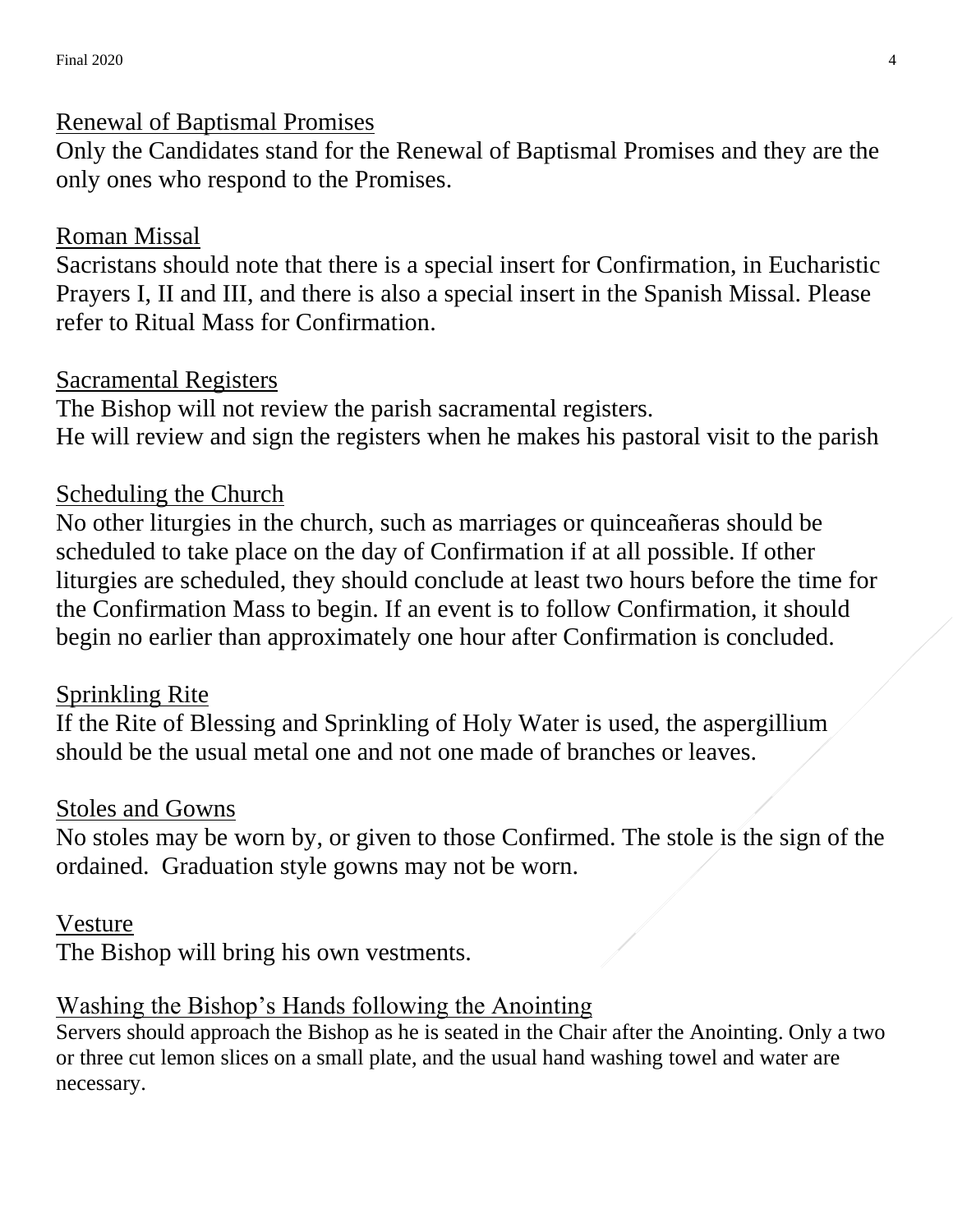## Renewal of Baptismal Promises

Only the Candidates stand for the Renewal of Baptismal Promises and they are the only ones who respond to the Promises.

## Roman Missal

Sacristans should note that there is a special insert for Confirmation, in Eucharistic Prayers I, II and III, and there is also a special insert in the Spanish Missal. Please refer to Ritual Mass for Confirmation.

## Sacramental Registers

The Bishop will not review the parish sacramental registers.
He will review and sign the registers when he makes his pastoral visit to the parish

## Scheduling the Church

No other liturgies in the church, such as marriages or quinceañeras should be scheduled to take place on the day of Confirmation if at all possible. If other liturgies are scheduled, they should conclude at least two hours before the time for the Confirmation Mass to begin. If an event is to follow Confirmation, it should begin no earlier than approximately one hour after Confirmation is concluded.

## Sprinkling Rite

If the Rite of Blessing and Sprinkling of Holy Water is used, the aspergillium should be the usual metal one and not one made of branches or leaves.

## Stoles and Gowns

No stoles may be worn by, or given to those Confirmed. The stole is the sign of the ordained. Graduation style gowns may not be worn.

## Vesture

The Bishop will bring his own vestments.

## Washing the Bishop's Hands following the Anointing

Servers should approach the Bishop as he is seated in the Chair after the Anointing. Only a two or three cut lemon slices on a small plate, and the usual hand washing towel and water are necessary.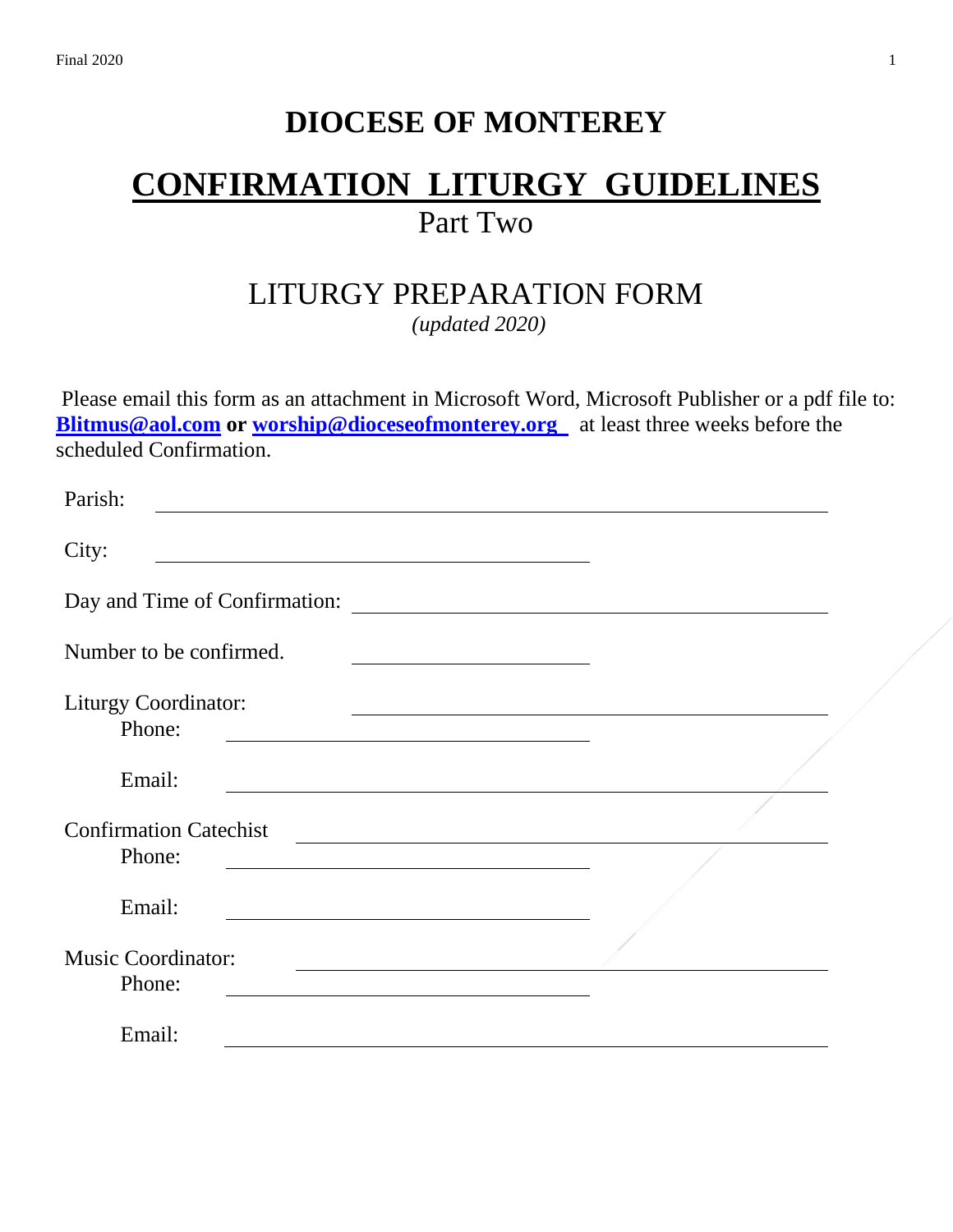# DIOCESE OF MONTEREY

# CONFIRMATION LITURGY GUIDELINES

## Part Two

## LITURGY PREPARATION FORM

*(updated 2020)*

Please email this form as an attachment in Microsoft Word, Microsoft Publisher or a pdf file to: **[Blitmus@aol.com](mailto:Blitmus@aol.com) or [worship@dioceseofmonterey.org](mailto:worship@dioceseofmonterey.org)** at least three weeks before the scheduled Confirmation.

Parish: ______________________________

City: ______________________________

Day and Time of Confirmation: ______________________________

Number to be confirmed. ______________________________

Liturgy Coordinator: ______________________________

Phone: ______________________________

Email: ______________________________

Confirmation Catechist ______________________________

Phone: ______________________________

Email: ______________________________

Music Coordinator: ______________________________

Phone: ______________________________

Email: ______________________________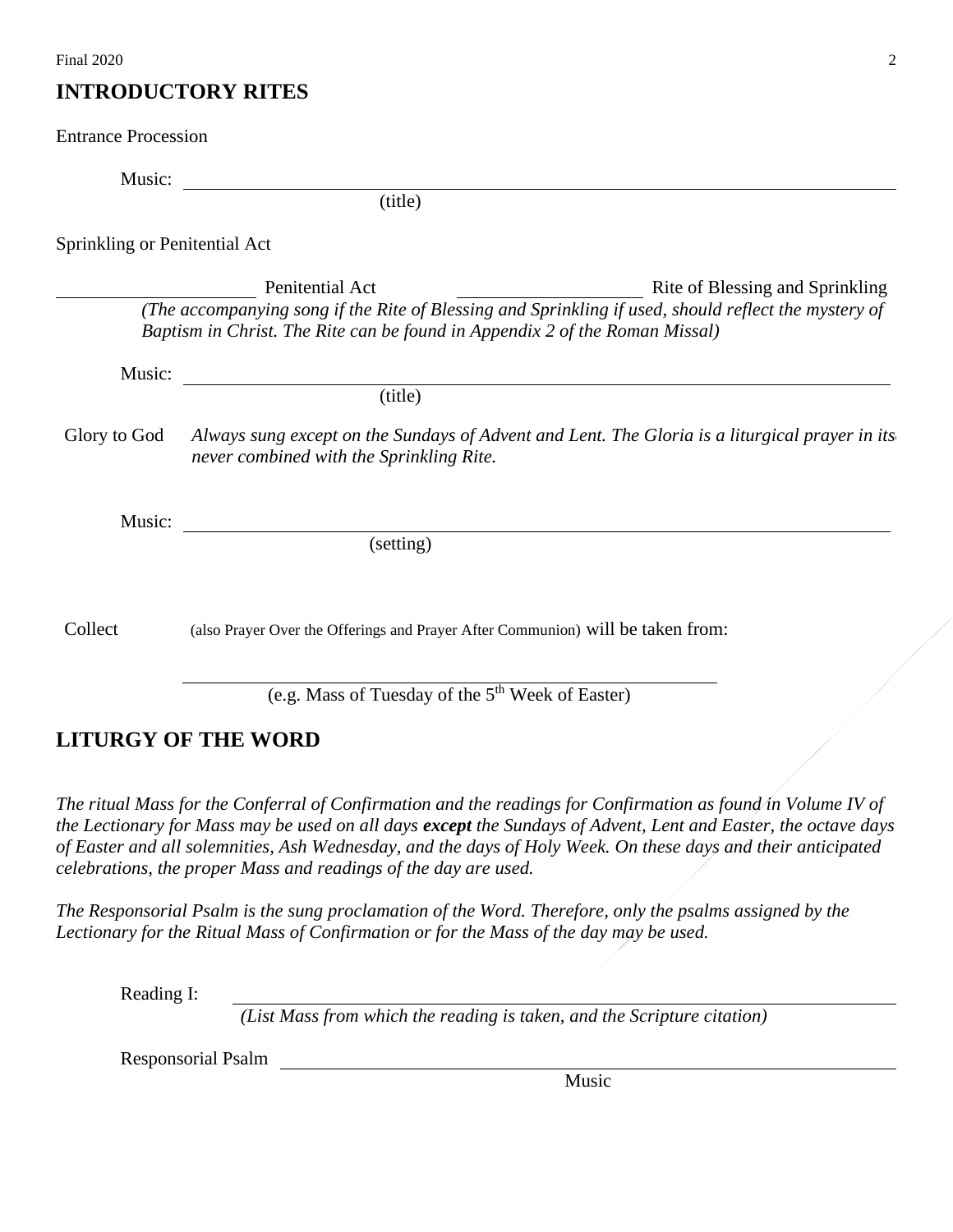## INTRODUCTORY RITES

Entrance Procession

Music: ______________________________________________
(title)

Sprinkling or Penitential Act

____________ Penitential Act ____________ Rite of Blessing and Sprinkling

*(The accompanying song if the Rite of Blessing and Sprinkling if used, should reflect the mystery of Baptism in Christ. The Rite can be found in Appendix 2 of the Roman Missal)*

Music: ______________________________________________
(title)

Glory to God *Always sung except on the Sundays of Advent and Lent. The Gloria is a liturgical prayer in its never combined with the Sprinkling Rite.*

Music: ______________________________________________
(setting)

Collect (also Prayer Over the Offerings and Prayer After Communion) will be taken from:

______________________________________________
(e.g. Mass of Tuesday of the 5th Week of Easter)

## LITURGY OF THE WORD

*The ritual Mass for the Conferral of Confirmation and the readings for Confirmation as found in Volume IV of the Lectionary for Mass may be used on all days **except** the Sundays of Advent, Lent and Easter, the octave days of Easter and all solemnities, Ash Wednesday, and the days of Holy Week. On these days and their anticipated celebrations, the proper Mass and readings of the day are used.*

*The Responsorial Psalm is the sung proclamation of the Word. Therefore, only the psalms assigned by the Lectionary for the Ritual Mass of Confirmation or for the Mass of the day may be used.*

Reading I: ______________________________________________
*(List Mass from which the reading is taken, and the Scripture citation)*

Responsorial Psalm ______________________________________________
Music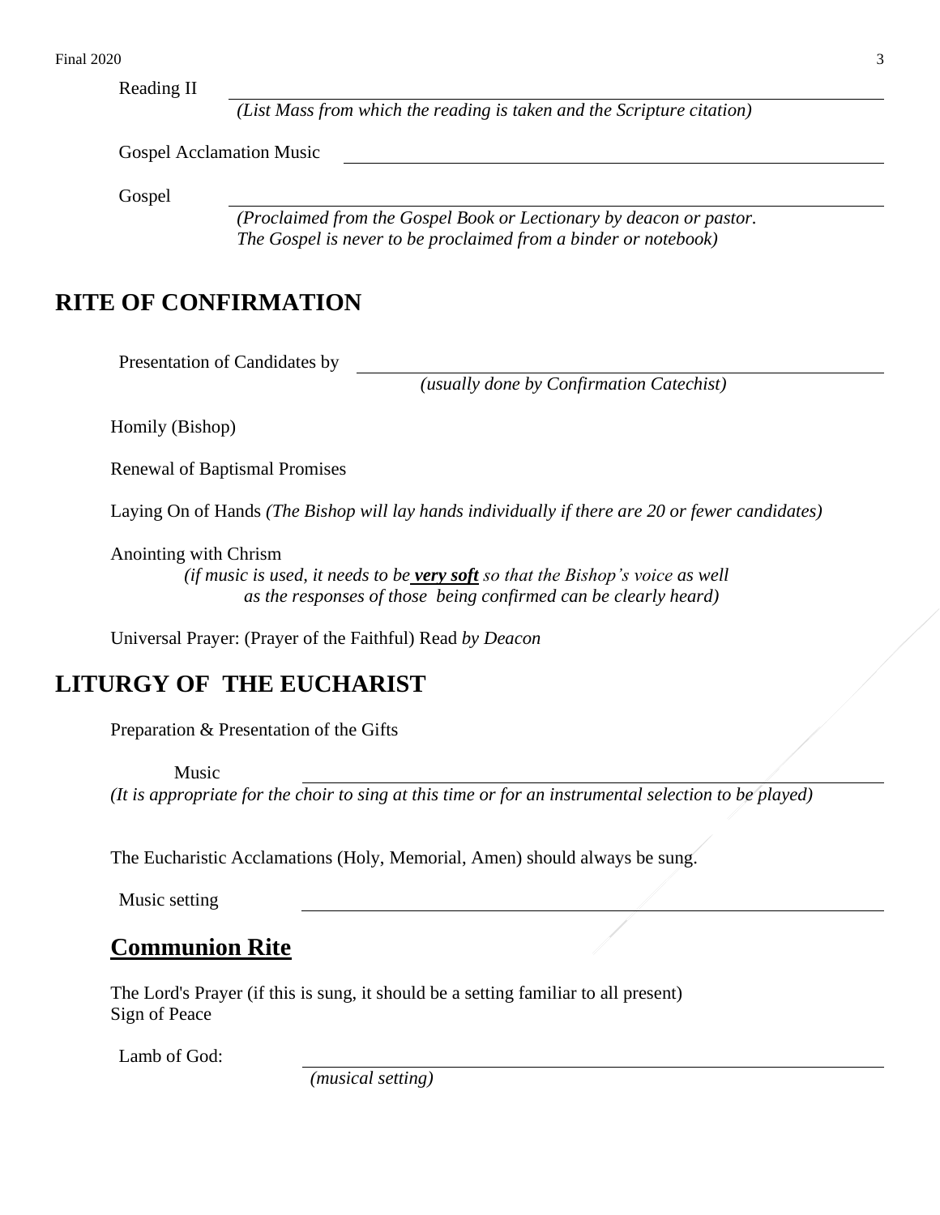Reading II ______________________________________________

*(List Mass from which the reading is taken and the Scripture citation)*

Gospel Acclamation Music ______________________________________________

Gospel ______________________________________________

*(Proclaimed from the Gospel Book or Lectionary by deacon or pastor. The Gospel is never to be proclaimed from a binder or notebook)*

## RITE OF CONFIRMATION

Presentation of Candidates by ______________________________________________

*(usually done by Confirmation Catechist)*

Homily (Bishop)

Renewal of Baptismal Promises

Laying On of Hands *(The Bishop will lay hands individually if there are 20 or fewer candidates)*

Anointing with Chrism

*(if music is used, it needs to be **very soft** so that the Bishop's voice as well as the responses of those being confirmed can be clearly heard)*

Universal Prayer: (Prayer of the Faithful) Read *by Deacon*

## LITURGY OF THE EUCHARIST

Preparation & Presentation of the Gifts

Music ______________________________________________

*(It is appropriate for the choir to sing at this time or for an instrumental selection to be played)*

The Eucharistic Acclamations (Holy, Memorial, Amen) should always be sung.

Music setting ______________________________________________

## Communion Rite

The Lord's Prayer (if this is sung, it should be a setting familiar to all present)
Sign of Peace

Lamb of God: ______________________________________________

*(musical setting)*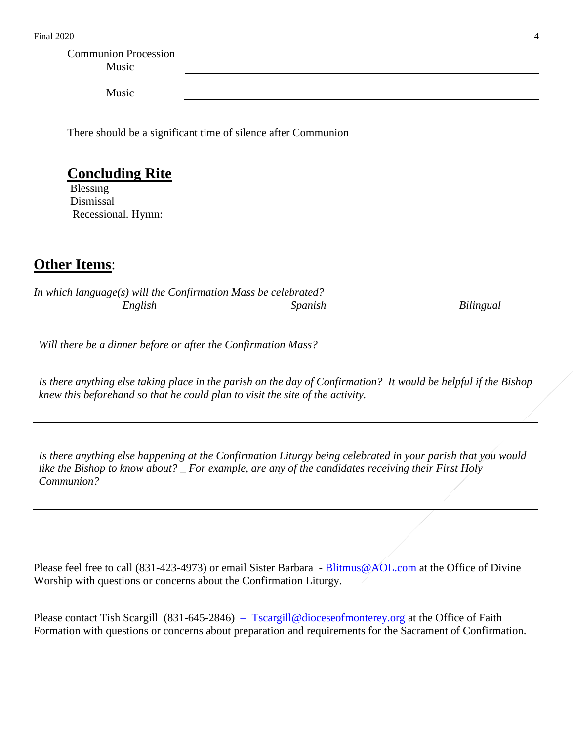Communion Procession
Music \_\_\_\_\_\_\_\_\_\_\_\_\_\_\_\_\_\_\_\_\_\_\_\_\_\_\_\_\_\_\_\_\_\_\_\_\_\_\_\_

Music \_\_\_\_\_\_\_\_\_\_\_\_\_\_\_\_\_\_\_\_\_\_\_\_\_\_\_\_\_\_\_\_\_\_\_\_\_\_\_\_

There should be a significant time of silence after Communion

## Concluding Rite

Blessing
Dismissal
Recessional. Hymn: \_\_\_\_\_\_\_\_\_\_\_\_\_\_\_\_\_\_\_\_\_\_\_\_\_\_\_\_\_\_\_\_\_\_\_\_\_\_\_\_

## Other Items:

*In which language(s) will the Confirmation Mass be celebrated?*
\_\_\_\_\_\_\_\_\_\_ *English* \_\_\_\_\_\_\_\_\_\_ *Spanish* \_\_\_\_\_\_\_\_\_\_ *Bilingual*

*Will there be a dinner before or after the Confirmation Mass?* \_\_\_\_\_\_\_\_\_\_\_\_\_\_\_\_\_\_\_\_\_\_\_\_\_\_\_\_\_\_

*Is there anything else taking place in the parish on the day of Confirmation? It would be helpful if the Bishop knew this beforehand so that he could plan to visit the site of the activity.*

\_\_\_\_\_\_\_\_\_\_\_\_\_\_\_\_\_\_\_\_\_\_\_\_\_\_\_\_\_\_\_\_\_\_\_\_\_\_\_\_\_\_\_\_\_\_\_\_\_\_\_\_\_\_\_\_\_\_\_\_\_\_\_\_\_\_\_\_

*Is there anything else happening at the Confirmation Liturgy being celebrated in your parish that you would like the Bishop to know about? _ For example, are any of the candidates receiving their First Holy Communion?*

\_\_\_\_\_\_\_\_\_\_\_\_\_\_\_\_\_\_\_\_\_\_\_\_\_\_\_\_\_\_\_\_\_\_\_\_\_\_\_\_\_\_\_\_\_\_\_\_\_\_\_\_\_\_\_\_\_\_\_\_\_\_\_\_\_\_\_\_

Please feel free to call (831-423-4973) or email Sister Barbara - Blitmus@AOL.com at the Office of Divine Worship with questions or concerns about the Confirmation Liturgy.

Please contact Tish Scargill (831-645-2846) – Tscargill@dioceseofmonterey.org at the Office of Faith Formation with questions or concerns about preparation and requirements for the Sacrament of Confirmation.